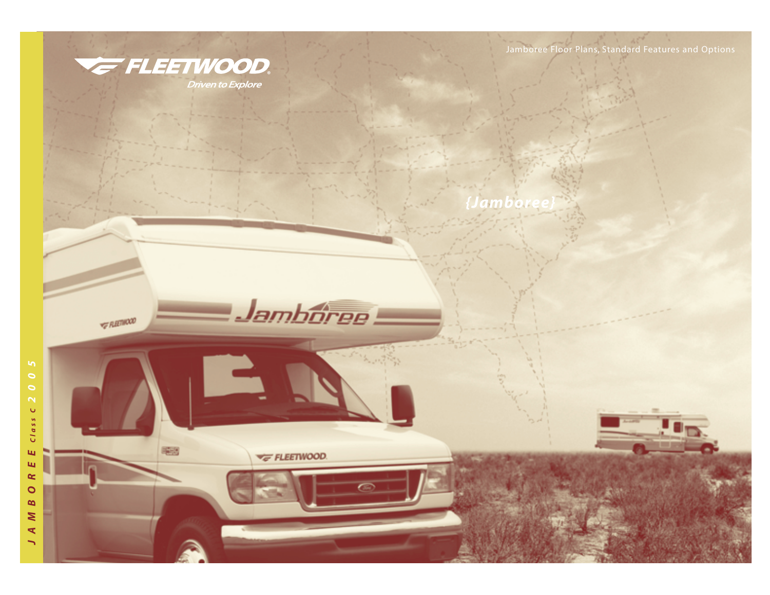FLEETWOOD®

*Driven to Explore*

Jamboree Floor Plans, Standard Features and Options

# {Jamboree}

*JAMBOREE Class C 2005*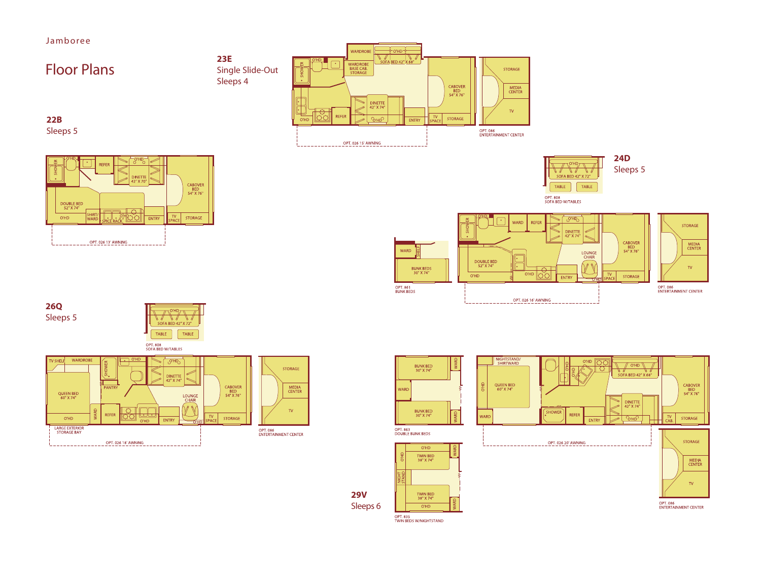Jamboree

# Floor Plans

## 23E
Single Slide-Out
Sleeps 4

SHOWER
O'HD
WARDROBE
WARDROBE BASE CAB. STORAGE
O'HD
SOFA BED 42" X 68"
CABOVER BED 54" X 76"
DINETTE 42" X 74"
O'HD
REFER
O'HD
ENTRY
TV SPACE
STORAGE
OPT. 026 15' AWNING

STORAGE
MEDIA CENTER
TV
OPT. 086 ENTERTAINMENT CENTER

## 22B
Sleeps 5

SHOWER
O'HD
REFER
O'HD
DINETTE 42" X 70"
CABOVER BED 54" X 76"
DOUBLE BED 52" X 74"
O'HD
SHIRT/ WARD
SPICE RACK
O'HD
ENTRY
TV SPACE
STORAGE
OPT. 026 13' AWNING

## 24D
Sleeps 5

O'HD
SOFA BED 42" X 72"
TABLE
TABLE
OPT. 808 SOFA BED W/TABLES

WARD
SHELF
BUNK BEDS 30" X 74"
OPT. 861 BUNK BEDS

SHOWER
O'HD
WARD
REFER
O'HD
DINETTE 42" X 74"
CABOVER BED 54" X 76"
LOUNGE CHAIR
DOUBLE BED 52" X 74"
O'HD
O'HD
ENTRY
O'HD
TV SPACE
STORAGE
OPT. 026 16' AWNING

STORAGE
MEDIA CENTER
TV
OPT. 086 ENTERTAINMENT CENTER

## 26Q
Sleeps 5

O'HD
SOFA BED 42" X 72"
TABLE
TABLE
OPT. 808 SOFA BED W/TABLES

TV SHELF
WARDROBE
SHOWER
O'HD
O'HD
DINETTE 42" X 74"
CABOVER BED 54" X 76"
PANTRY
LOUNGE CHAIR
QUEEN BED 60" X 74"
WARD
REFER
O'HD
O'HD
ENTRY
O'HD
TV SPACE
STORAGE
LARGE EXTERIOR STORAGE BAY
OPT. 026 18' AWNING

STORAGE
MEDIA CENTER
TV
OPT. 086 ENTERTAINMENT CENTER

## 29V
Sleeps 6

BUNK BED 30" X 74"
WARD
WARD
BUNK BED 30" X 74"
WARD
OPT. 863 DOUBLE BUNK BEDS

O'HD
O'HD
TWIN BED 38" X 74"
WARD
NIGHT STAND
TWIN BED 38" X 74"
O'HD
WARD
OPT. 835 TWIN BEDS W/NIGHTSTAND

NIGHTSTAND/ SHIRTWARD
O'HD
O'HD
O'HD
O'HD
O'HD
SOFA BED 42" X 68"
QUEEN BED 60" X 74"
CABOVER BED 54" X 76"
DINETTE 42" X 74"
O'HD
WARD
SHOWER
REFER
ENTRY
TV CAB.
STORAGE
OPT. 026 20' AWNING

STORAGE
MEDIA CENTER
TV
OPT. 086 ENTERTAINMENT CENTER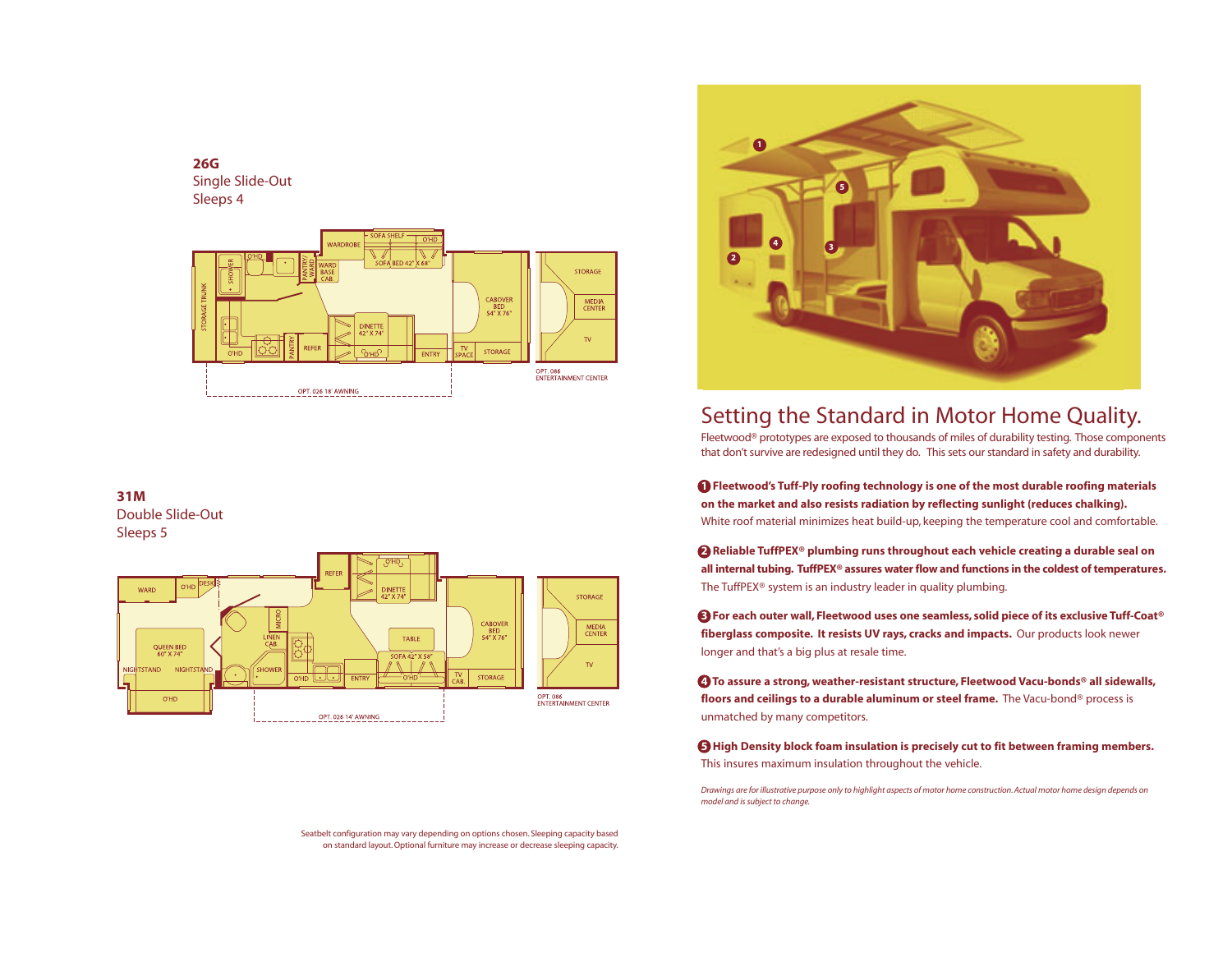**26G**
Single Slide-Out
Sleeps 4

OPT. 026 18' AWNING

OPT. 086 ENTERTAINMENT CENTER

**31M**
Double Slide-Out
Sleeps 5

OPT. 026 14' AWNING

OPT. 086 ENTERTAINMENT CENTER

Seatbelt configuration may vary depending on options chosen. Sleeping capacity based on standard layout. Optional furniture may increase or decrease sleeping capacity.

# Setting the Standard in Motor Home Quality.

Fleetwood® prototypes are exposed to thousands of miles of durability testing. Those components that don't survive are redesigned until they do. This sets our standard in safety and durability.

**1 Fleetwood's Tuff-Ply roofing technology is one of the most durable roofing materials on the market and also resists radiation by reflecting sunlight (reduces chalking).** White roof material minimizes heat build-up, keeping the temperature cool and comfortable.

**2 Reliable TuffPEX® plumbing runs throughout each vehicle creating a durable seal on all internal tubing. TuffPEX® assures water flow and functions in the coldest of temperatures.** The TuffPEX® system is an industry leader in quality plumbing.

**3 For each outer wall, Fleetwood uses one seamless, solid piece of its exclusive Tuff-Coat® fiberglass composite. It resists UV rays, cracks and impacts.** Our products look newer longer and that's a big plus at resale time.

**4 To assure a strong, weather-resistant structure, Fleetwood Vacu-bonds® all sidewalls, floors and ceilings to a durable aluminum or steel frame.** The Vacu-bond® process is unmatched by many competitors.

**5 High Density block foam insulation is precisely cut to fit between framing members.** This insures maximum insulation throughout the vehicle.

*Drawings are for illustrative purpose only to highlight aspects of motor home construction. Actual motor home design depends on model and is subject to change.*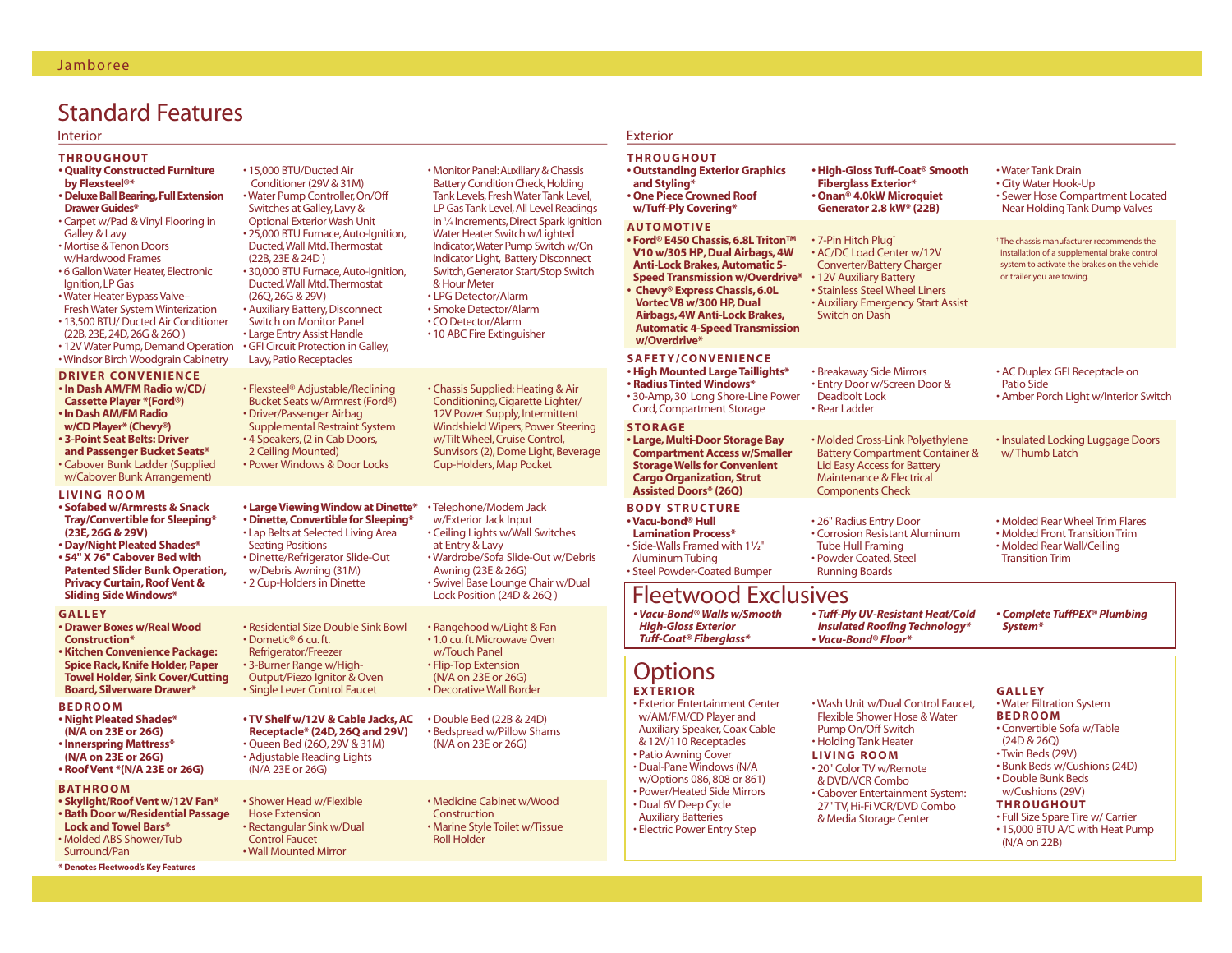# Standard Features

## Interior

### THROUGHOUT

- **Quality Constructed Furniture by Flexsteel®***
- **Deluxe Ball Bearing, Full Extension Drawer Guides***
- Carpet w/Pad & Vinyl Flooring in Galley & Lavy
- Mortise & Tenon Doors w/Hardwood Frames
- 6 Gallon Water Heater, Electronic Ignition, LP Gas
- Water Heater Bypass Valve– Fresh Water System Winterization
- 13,500 BTU/ Ducted Air Conditioner (22B, 23E, 24D, 26G & 26Q )
- 12V Water Pump, Demand Operation
- Windsor Birch Woodgrain Cabinetry
- 15,000 BTU/Ducted Air Conditioner (29V & 31M)
- Water Pump Controller, On/Off Switches at Galley, Lavy & Optional Exterior Wash Unit
- 25,000 BTU Furnace, Auto-Ignition, Ducted, Wall Mtd. Thermostat (22B, 23E & 24D )
- 30,000 BTU Furnace, Auto-Ignition, Ducted, Wall Mtd. Thermostat (26Q, 26G & 29V)
- Auxiliary Battery, Disconnect Switch on Monitor Panel
- Large Entry Assist Handle
- GFI Circuit Protection in Galley, Lavy, Patio Receptacles
- Monitor Panel: Auxiliary & Chassis Battery Condition Check, Holding Tank Levels, Fresh Water Tank Level, LP Gas Tank Level, All Level Readings in ¼ Increments, Direct Spark Ignition Water Heater Switch w/Lighted Indicator, Water Pump Switch w/On Indicator Light, Battery Disconnect Switch, Generator Start/Stop Switch & Hour Meter
- LPG Detector/Alarm
- Smoke Detector/Alarm
- CO Detector/Alarm
- 10 ABC Fire Extinguisher

### DRIVER CONVENIENCE

- **In Dash AM/FM Radio w/CD/ Cassette Player *(Ford®)**
- **In Dash AM/FM Radio w/CD Player* (Chevy®)**
- **3-Point Seat Belts: Driver and Passenger Bucket Seats***
- Cabover Bunk Ladder (Supplied w/Cabover Bunk Arrangement)
- Flexsteel® Adjustable/Reclining Bucket Seats w/Armrest (Ford®)
- Driver/Passenger Airbag Supplemental Restraint System
- 4 Speakers, (2 in Cab Doors, 2 Ceiling Mounted)
- Power Windows & Door Locks
- Chassis Supplied: Heating & Air Conditioning, Cigarette Lighter/ 12V Power Supply, Intermittent Windshield Wipers, Power Steering w/Tilt Wheel, Cruise Control, Sunvisors (2), Dome Light, Beverage Cup-Holders, Map Pocket

### LIVING ROOM

- **Sofabed w/Armrests & Snack Tray/Convertible for Sleeping* (23E, 26G & 29V)**
- **Day/Night Pleated Shades***
- **54" X 76" Cabover Bed with Patented Slider Bunk Operation, Privacy Curtain, Roof Vent & Sliding Side Windows***
- **Large Viewing Window at Dinette***
- **Dinette, Convertible for Sleeping***
- Lap Belts at Selected Living Area Seating Positions
- Dinette/Refrigerator Slide-Out w/Debris Awning (31M)
- 2 Cup-Holders in Dinette
- Telephone/Modem Jack w/Exterior Jack Input
- Ceiling Lights w/Wall Switches at Entry & Lavy
- Wardrobe/Sofa Slide-Out w/Debris Awning (23E & 26G)
- Swivel Base Lounge Chair w/Dual Lock Position (24D & 26Q )

### GALLEY

- **Drawer Boxes w/Real Wood Construction***
- **Kitchen Convenience Package: Spice Rack, Knife Holder, Paper Towel Holder, Sink Cover/Cutting Board, Silverware Drawer***
- Residential Size Double Sink Bowl
- Dometic® 6 cu. ft. Refrigerator/Freezer
- 3-Burner Range w/High-Output/Piezo Ignitor & Oven
- Single Lever Control Faucet
- Rangehood w/Light & Fan
- 1.0 cu. ft. Microwave Oven w/Touch Panel
- Flip-Top Extension (N/A on 23E or 26G)
- Decorative Wall Border

### BEDROOM

- **Night Pleated Shades* (N/A on 23E or 26G)**
- **Innerspring Mattress* (N/A on 23E or 26G)**
- **Roof Vent *(N/A 23E or 26G)**
- **TV Shelf w/12V & Cable Jacks, AC Receptacle* (24D, 26Q and 29V)**
- Queen Bed (26Q, 29V & 31M)
- Adjustable Reading Lights (N/A 23E or 26G)
- Double Bed (22B & 24D)
- Bedspread w/Pillow Shams (N/A on 23E or 26G)

### BATHROOM

- **Skylight/Roof Vent w/12V Fan***
- **Bath Door w/Residential Passage Lock and Towel Bars***
- Molded ABS Shower/Tub Surround/Pan
- Shower Head w/Flexible Hose Extension
- Rectangular Sink w/Dual Control Faucet
- Wall Mounted Mirror
- Medicine Cabinet w/Wood Construction
- Marine Style Toilet w/Tissue Roll Holder

**\* Denotes Fleetwood's Key Features**

## Exterior

### THROUGHOUT

- **Outstanding Exterior Graphics and Styling***
- **One Piece Crowned Roof w/Tuff-Ply Covering***
- **High-Gloss Tuff-Coat® Smooth Fiberglass Exterior***
- **Onan® 4.0kW Microquiet Generator 2.8 kW* (22B)**
- Water Tank Drain
- City Water Hook-Up
- Sewer Hose Compartment Located Near Holding Tank Dump Valves

### AUTOMOTIVE

- **Ford® E450 Chassis, 6.8L Triton™ V10 w/305 HP, Dual Airbags, 4W Anti-Lock Brakes, Automatic 5-Speed Transmission w/Overdrive***
- **Chevy® Express Chassis, 6.0L Vortec V8 w/300 HP, Dual Airbags, 4W Anti-Lock Brakes, Automatic 4-Speed Transmission w/Overdrive***
- 7-Pin Hitch Plug†
- AC/DC Load Center w/12V Converter/Battery Charger
- 12V Auxiliary Battery
- Stainless Steel Wheel Liners
- Auxiliary Emergency Start Assist Switch on Dash

† The chassis manufacturer recommends the installation of a supplemental brake control system to activate the brakes on the vehicle or trailer you are towing.

### SAFETY/CONVENIENCE

- **High Mounted Large Taillights***
- **Radius Tinted Windows***
- 30-Amp, 30' Long Shore-Line Power Cord, Compartment Storage
- Breakaway Side Mirrors
- Entry Door w/Screen Door & Deadbolt Lock
- Rear Ladder
- AC Duplex GFI Receptacle on Patio Side
- Amber Porch Light w/Interior Switch

### STORAGE

- **Large, Multi-Door Storage Bay Compartment Access w/Smaller Storage Wells for Convenient Cargo Organization, Strut Assisted Doors* (26Q)**
- Molded Cross-Link Polyethylene Battery Compartment Container & Lid Easy Access for Battery Maintenance & Electrical Components Check
- Insulated Locking Luggage Doors w/ Thumb Latch

### BODY STRUCTURE

- **Vacu-bond® Hull Lamination Process***
- Side-Walls Framed with 1½" Aluminum Tubing
- Steel Powder-Coated Bumper
- 26" Radius Entry Door
- Corrosion Resistant Aluminum Tube Hull Framing
- Powder Coated, Steel Running Boards
- Molded Rear Wheel Trim Flares
- Molded Front Transition Trim
- Molded Rear Wall/Ceiling Transition Trim

## Fleetwood Exclusives

- ***Vacu-Bond® Walls w/Smooth High-Gloss Exterior Tuff-Coat® Fiberglass****
- ***Tuff-Ply UV-Resistant Heat/Cold Insulated Roofing Technology****
- ***Vacu-Bond® Floor****
- ***Complete TuffPEX® Plumbing System****

## Options

### EXTERIOR

- Exterior Entertainment Center w/AM/FM/CD Player and Auxiliary Speaker, Coax Cable & 12V/110 Receptacles
- Patio Awning Cover
- Dual-Pane Windows (N/A w/Options 086, 808 or 861)
- Power/Heated Side Mirrors
- Dual 6V Deep Cycle Auxiliary Batteries
- Electric Power Entry Step
- Wash Unit w/Dual Control Faucet, Flexible Shower Hose & Water Pump On/Off Switch
- Holding Tank Heater

### LIVING ROOM

- 20" Color TV w/Remote & DVD/VCR Combo
- Cabover Entertainment System: 27" TV, Hi-Fi VCR/DVD Combo & Media Storage Center

### GALLEY

- Water Filtration System

### BEDROOM

- Convertible Sofa w/Table (24D & 26Q)
- Twin Beds (29V)
- Bunk Beds w/Cushions (24D)
- Double Bunk Beds w/Cushions (29V)

### THROUGHOUT

- Full Size Spare Tire w/ Carrier
- 15,000 BTU A/C with Heat Pump (N/A on 22B)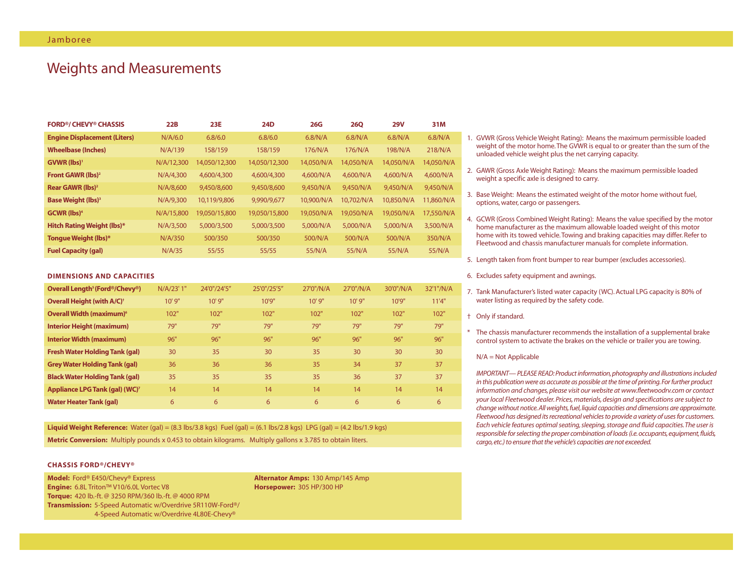# Weights and Measurements

| FORD®/ CHEVY® CHASSIS | 22B | 23E | 24D | 26G | 26Q | 29V | 31M |
|---|---|---|---|---|---|---|---|
| **Engine Displacement (Liters)** | N/A/6.0 | 6.8/6.0 | 6.8/6.0 | 6.8/N/A | 6.8/N/A | 6.8/N/A | 6.8/N/A |
| **Wheelbase (Inches)** | N/A/139 | 158/159 | 158/159 | 176/N/A | 176/N/A | 198/N/A | 218/N/A |
| **GVWR (lbs)**[1] | N/A/12,300 | 14,050/12,300 | 14,050/12,300 | 14,050/N/A | 14,050/N/A | 14,050/N/A | 14,050/N/A |
| **Front GAWR (lbs)**[2] | N/A/4,300 | 4,600/4,300 | 4,600/4,300 | 4,600/N/A | 4,600/N/A | 4,600/N/A | 4,600/N/A |
| **Rear GAWR (lbs)**[2] | N/A/8,600 | 9,450/8,600 | 9,450/8,600 | 9,450/N/A | 9,450/N/A | 9,450/N/A | 9,450/N/A |
| **Base Weight (lbs)**[3] | N/A/9,300 | 10,119/9,806 | 9,990/9,677 | 10,900/N/A | 10,702/N/A | 10,850/N/A | 11,860/N/A |
| **GCWR (lbs)**[4] | N/A/15,800 | 19,050/15,800 | 19,050/15,800 | 19,050/N/A | 19,050/N/A | 19,050/N/A | 17,550/N/A |
| **Hitch Rating Weight (lbs)*** | N/A/3,500 | 5,000/3,500 | 5,000/3,500 | 5,000/N/A | 5,000/N/A | 5,000/N/A | 3,500/N/A |
| **Tongue Weight (lbs)*** | N/A/350 | 500/350 | 500/350 | 500/N/A | 500/N/A | 500/N/A | 350/N/A |
| **Fuel Capacity (gal)** | N/A/35 | 55/55 | 55/55 | 55/N/A | 55/N/A | 55/N/A | 55/N/A |

## DIMENSIONS AND CAPACITIES

| | 22B | 23E | 24D | 26G | 26Q | 29V | 31M |
|---|---|---|---|---|---|---|---|
| **Overall Length[5] (Ford®/Chevy®)** | N/A/23' 1" | 24'0"/24'5" | 25'0"/25'5" | 27'0"/N/A | 27'0"/N/A | 30'0"/N/A | 32'1"/N/A |
| **Overall Height (with A/C)†** | 10' 9" | 10' 9" | 10'9" | 10' 9" | 10' 9" | 10'9" | 11'4" |
| **Overall Width (maximum)[6]** | 102" | 102" | 102" | 102" | 102" | 102" | 102" |
| **Interior Height (maximum)** | 79" | 79" | 79" | 79" | 79" | 79" | 79" |
| **Interior Width (maximum)** | 96" | 96" | 96" | 96" | 96" | 96" | 96" |
| **Fresh Water Holding Tank (gal)** | 30 | 35 | 30 | 35 | 30 | 30 | 30 |
| **Grey Water Holding Tank (gal)** | 36 | 36 | 36 | 35 | 34 | 37 | 37 |
| **Black Water Holding Tank (gal)** | 35 | 35 | 35 | 35 | 36 | 37 | 37 |
| **Appliance LPG Tank (gal) (WC)[7]** | 14 | 14 | 14 | 14 | 14 | 14 | 14 |
| **Water Heater Tank (gal)** | 6 | 6 | 6 | 6 | 6 | 6 | 6 |

**Liquid Weight Reference:** Water (gal) = (8.3 lbs/3.8 kgs) Fuel (gal) = (6.1 lbs/2.8 kgs) LPG (gal) = (4.2 lbs/1.9 kgs)

**Metric Conversion:** Multiply pounds x 0.453 to obtain kilograms. Multiply gallons x 3.785 to obtain liters.

## CHASSIS FORD®/CHEVY®

**Model:** Ford® E450/Chevy® Express
**Engine:** 6.8L Triton™ V10/6.0L Vortec V8
**Torque:** 420 lb.-ft. @ 3250 RPM/360 lb.-ft. @ 4000 RPM
**Transmission:** 5-Speed Automatic w/Overdrive 5R110W-Ford®/ 4-Speed Automatic w/Overdrive 4L80E-Chevy®
**Alternator Amps:** 130 Amp/145 Amp
**Horsepower:** 305 HP/300 HP

1. GVWR (Gross Vehicle Weight Rating): Means the maximum permissible loaded weight of the motor home. The GVWR is equal to or greater than the sum of the unloaded vehicle weight plus the net carrying capacity.
2. GAWR (Gross Axle Weight Rating): Means the maximum permissible loaded weight a specific axle is designed to carry.
3. Base Weight: Means the estimated weight of the motor home without fuel, options, water, cargo or passengers.
4. GCWR (Gross Combined Weight Rating): Means the value specified by the motor home manufacturer as the maximum allowable loaded weight of this motor home with its towed vehicle. Towing and braking capacities may differ. Refer to Fleetwood and chassis manufacturer manuals for complete information.
5. Length taken from front bumper to rear bumper (excludes accessories).
6. Excludes safety equipment and awnings.
7. Tank Manufacturer's listed water capacity (WC). Actual LPG capacity is 80% of water listing as required by the safety code.

† Only if standard.

\* The chassis manufacturer recommends the installation of a supplemental brake control system to activate the brakes on the vehicle or trailer you are towing.

N/A = Not Applicable

*IMPORTANT— PLEASE READ: Product information, photography and illustrations included in this publication were as accurate as possible at the time of printing. For further product information and changes, please visit our website at www.fleetwoodrv.com or contact your local Fleetwood dealer. Prices, materials, design and specifications are subject to change without notice. All weights, fuel, liquid capacities and dimensions are approximate. Fleetwood has designed its recreational vehicles to provide a variety of uses for customers. Each vehicle features optimal seating, sleeping, storage and fluid capacities. The user is responsible for selecting the proper combination of loads (i.e. occupants, equipment, fluids, cargo, etc.) to ensure that the vehicle's capacities are not exceeded.*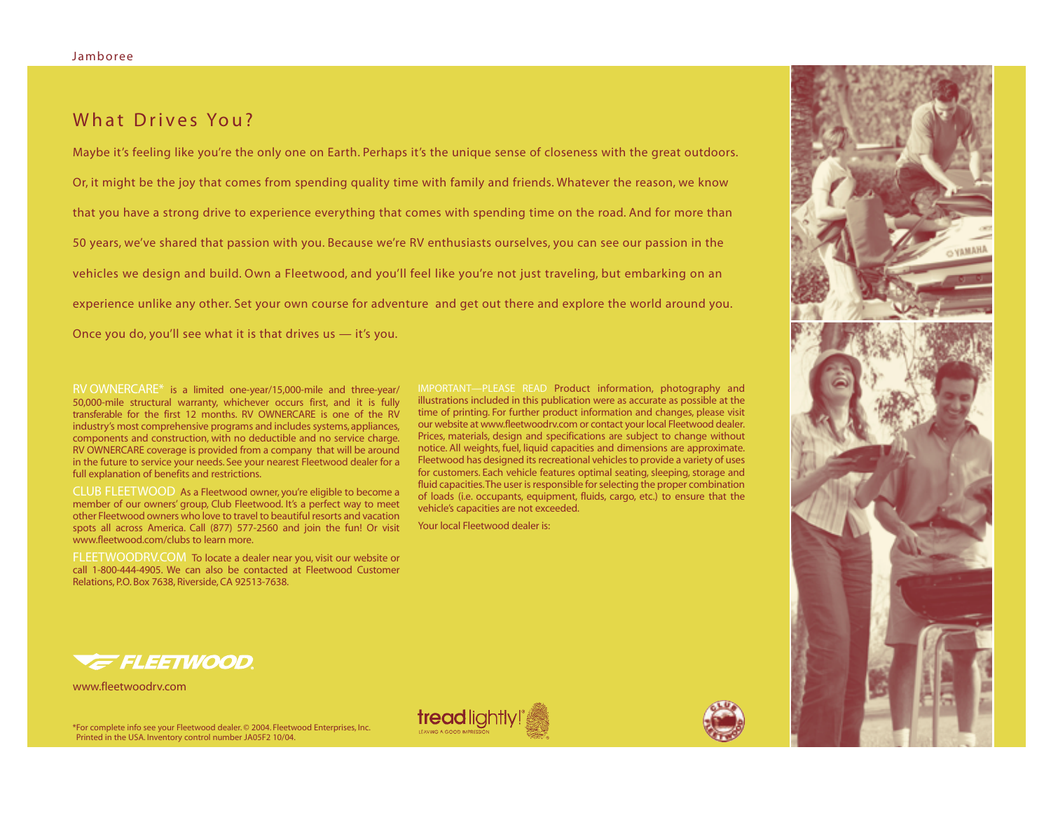## What Drives You?

Maybe it's feeling like you're the only one on Earth. Perhaps it's the unique sense of closeness with the great outdoors. Or, it might be the joy that comes from spending quality time with family and friends. Whatever the reason, we know that you have a strong drive to experience everything that comes with spending time on the road. And for more than 50 years, we've shared that passion with you. Because we're RV enthusiasts ourselves, you can see our passion in the vehicles we design and build. Own a Fleetwood, and you'll feel like you're not just traveling, but embarking on an experience unlike any other. Set your own course for adventure and get out there and explore the world around you. Once you do, you'll see what it is that drives us — it's you.

RV OWNERCARE* is a limited one-year/15,000-mile and three-year/50,000-mile structural warranty, whichever occurs first, and it is fully transferable for the first 12 months. RV OWNERCARE is one of the RV industry's most comprehensive programs and includes systems, appliances, components and construction, with no deductible and no service charge. RV OWNERCARE coverage is provided from a company that will be around in the future to service your needs. See your nearest Fleetwood dealer for a full explanation of benefits and restrictions.

CLUB FLEETWOOD As a Fleetwood owner, you're eligible to become a member of our owners' group, Club Fleetwood. It's a perfect way to meet other Fleetwood owners who love to travel to beautiful resorts and vacation spots all across America. Call (877) 577-2560 and join the fun! Or visit www.fleetwood.com/clubs to learn more.

FLEETWOODRV.COM To locate a dealer near you, visit our website or call 1-800-444-4905. We can also be contacted at Fleetwood Customer Relations, P.O. Box 7638, Riverside, CA 92513-7638.

IMPORTANT—PLEASE READ Product information, photography and illustrations included in this publication were as accurate as possible at the time of printing. For further product information and changes, please visit our website at www.fleetwoodrv.com or contact your local Fleetwood dealer. Prices, materials, design and specifications are subject to change without notice. All weights, fuel, liquid capacities and dimensions are approximate. Fleetwood has designed its recreational vehicles to provide a variety of uses for customers. Each vehicle features optimal seating, sleeping, storage and fluid capacities. The user is responsible for selecting the proper combination of loads (i.e. occupants, equipment, fluids, cargo, etc.) to ensure that the vehicle's capacities are not exceeded.

Your local Fleetwood dealer is:

FLEETWOOD

www.fleetwoodrv.com

tread lightly! LEAVING A GOOD IMPRESSION

*For complete info see your Fleetwood dealer. © 2004. Fleetwood Enterprises, Inc. Printed in the USA. Inventory control number JA05F2 10/04.